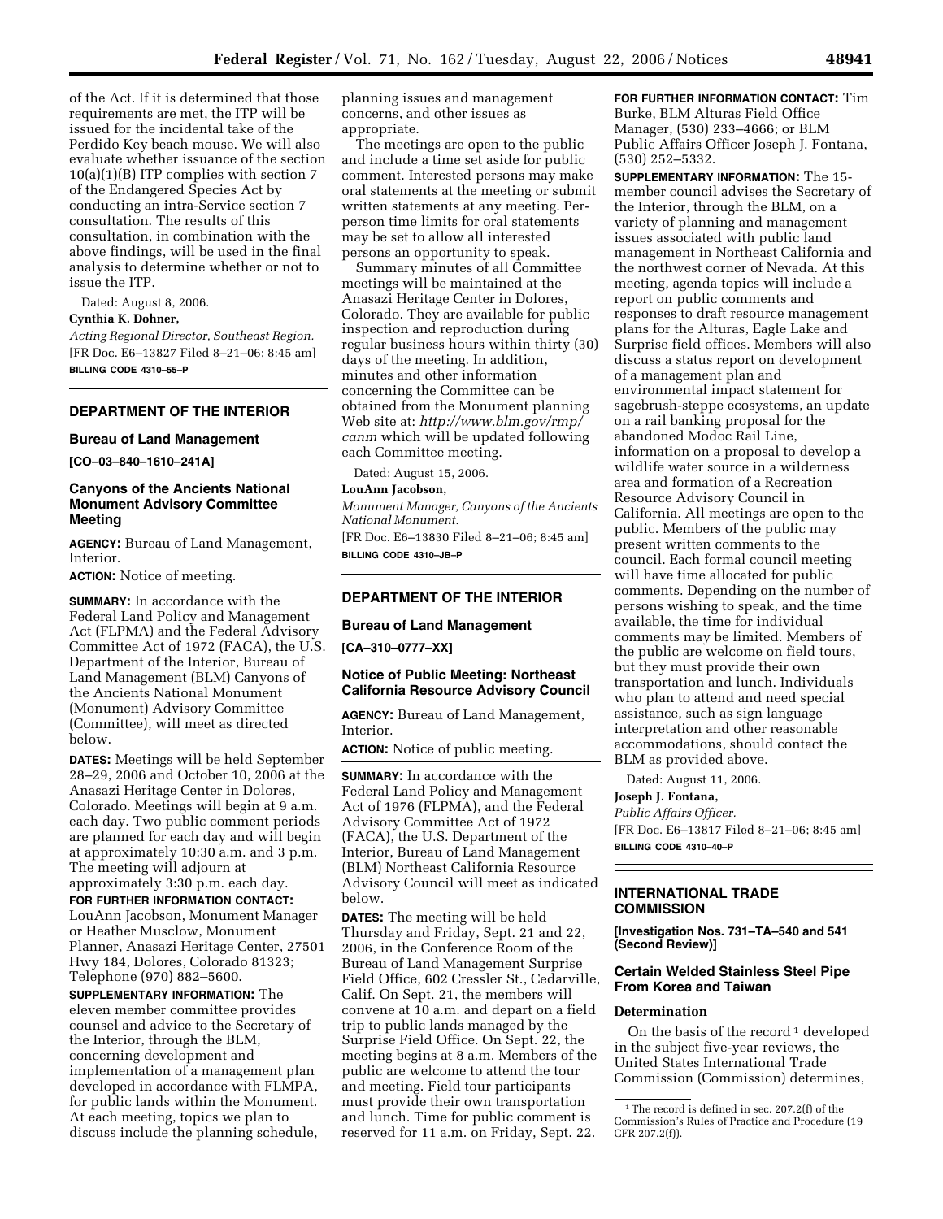of the Act. If it is determined that those requirements are met, the ITP will be issued for the incidental take of the Perdido Key beach mouse. We will also evaluate whether issuance of the section 10(a)(1)(B) ITP complies with section 7 of the Endangered Species Act by conducting an intra-Service section 7 consultation. The results of this consultation, in combination with the above findings, will be used in the final analysis to determine whether or not to issue the ITP.

Dated: August 8, 2006.

**Cynthia K. Dohner,**

*Acting Regional Director, Southeast Region.*

[FR Doc. E6–13827 Filed 8–21–06; 8:45 am]

**BILLING CODE 4310–55–P**

---

## DEPARTMENT OF THE INTERIOR

### Bureau of Land Management

**[CO–03–840–1610–241A]**

### Canyons of the Ancients National Monument Advisory Committee Meeting

**AGENCY:** Bureau of Land Management, Interior.

**ACTION:** Notice of meeting.

**SUMMARY:** In accordance with the Federal Land Policy and Management Act (FLPMA) and the Federal Advisory Committee Act of 1972 (FACA), the U.S. Department of the Interior, Bureau of Land Management (BLM) Canyons of the Ancients National Monument (Monument) Advisory Committee (Committee), will meet as directed below.

**DATES:** Meetings will be held September 28–29, 2006 and October 10, 2006 at the Anasazi Heritage Center in Dolores, Colorado. Meetings will begin at 9 a.m. each day. Two public comment periods are planned for each day and will begin at approximately 10:30 a.m. and 3 p.m. The meeting will adjourn at approximately 3:30 p.m. each day.

**FOR FURTHER INFORMATION CONTACT:** LouAnn Jacobson, Monument Manager or Heather Musclow, Monument Planner, Anasazi Heritage Center, 27501 Hwy 184, Dolores, Colorado 81323; Telephone (970) 882–5600.

**SUPPLEMENTARY INFORMATION:** The eleven member committee provides counsel and advice to the Secretary of the Interior, through the BLM, concerning development and implementation of a management plan developed in accordance with FLMPA, for public lands within the Monument. At each meeting, topics we plan to discuss include the planning schedule, planning issues and management concerns, and other issues as appropriate.

The meetings are open to the public and include a time set aside for public comment. Interested persons may make oral statements at the meeting or submit written statements at any meeting. Per-person time limits for oral statements may be set to allow all interested persons an opportunity to speak.

Summary minutes of all Committee meetings will be maintained at the Anasazi Heritage Center in Dolores, Colorado. They are available for public inspection and reproduction during regular business hours within thirty (30) days of the meeting. In addition, minutes and other information concerning the Committee can be obtained from the Monument planning Web site at: *http://www.blm.gov/rmp/canm* which will be updated following each Committee meeting.

Dated: August 15, 2006.

**LouAnn Jacobson,**

*Monument Manager, Canyons of the Ancients National Monument.*

[FR Doc. E6–13830 Filed 8–21–06; 8:45 am]

**BILLING CODE 4310–JB–P**

---

## DEPARTMENT OF THE INTERIOR

### Bureau of Land Management

**[CA–310–0777–XX]**

### Notice of Public Meeting: Northeast California Resource Advisory Council

**AGENCY:** Bureau of Land Management, Interior.

**ACTION:** Notice of public meeting.

**SUMMARY:** In accordance with the Federal Land Policy and Management Act of 1976 (FLPMA), and the Federal Advisory Committee Act of 1972 (FACA), the U.S. Department of the Interior, Bureau of Land Management (BLM) Northeast California Resource Advisory Council will meet as indicated below.

**DATES:** The meeting will be held Thursday and Friday, Sept. 21 and 22, 2006, in the Conference Room of the Bureau of Land Management Surprise Field Office, 602 Cressler St., Cedarville, Calif. On Sept. 21, the members will convene at 10 a.m. and depart on a field trip to public lands managed by the Surprise Field Office. On Sept. 22, the meeting begins at 8 a.m. Members of the public are welcome to attend the tour and meeting. Field tour participants must provide their own transportation and lunch. Time for public comment is reserved for 11 a.m. on Friday, Sept. 22.

**FOR FURTHER INFORMATION CONTACT:** Tim Burke, BLM Alturas Field Office Manager, (530) 233–4666; or BLM Public Affairs Officer Joseph J. Fontana, (530) 252–5332.

**SUPPLEMENTARY INFORMATION:** The 15-member council advises the Secretary of the Interior, through the BLM, on a variety of planning and management issues associated with public land management in Northeast California and the northwest corner of Nevada. At this meeting, agenda topics will include a report on public comments and responses to draft resource management plans for the Alturas, Eagle Lake and Surprise field offices. Members will also discuss a status report on development of a management plan and environmental impact statement for sagebrush-steppe ecosystems, an update on a rail banking proposal for the abandoned Modoc Rail Line, information on a proposal to develop a wildlife water source in a wilderness area and formation of a Recreation Resource Advisory Council in California. All meetings are open to the public. Members of the public may present written comments to the council. Each formal council meeting will have time allocated for public comments. Depending on the number of persons wishing to speak, and the time available, the time for individual comments may be limited. Members of the public are welcome on field tours, but they must provide their own transportation and lunch. Individuals who plan to attend and need special assistance, such as sign language interpretation and other reasonable accommodations, should contact the BLM as provided above.

Dated: August 11, 2006.

**Joseph J. Fontana,**

*Public Affairs Officer.*

[FR Doc. E6–13817 Filed 8–21–06; 8:45 am]

**BILLING CODE 4310–40–P**

---

## INTERNATIONAL TRADE COMMISSION

**[Investigation Nos. 731–TA–540 and 541 (Second Review)]**

### Certain Welded Stainless Steel Pipe From Korea and Taiwan

#### Determination

On the basis of the record[1] developed in the subject five-year reviews, the United States International Trade Commission (Commission) determines,

[1] The record is defined in sec. 207.2(f) of the Commission's Rules of Practice and Procedure (19 CFR 207.2(f)).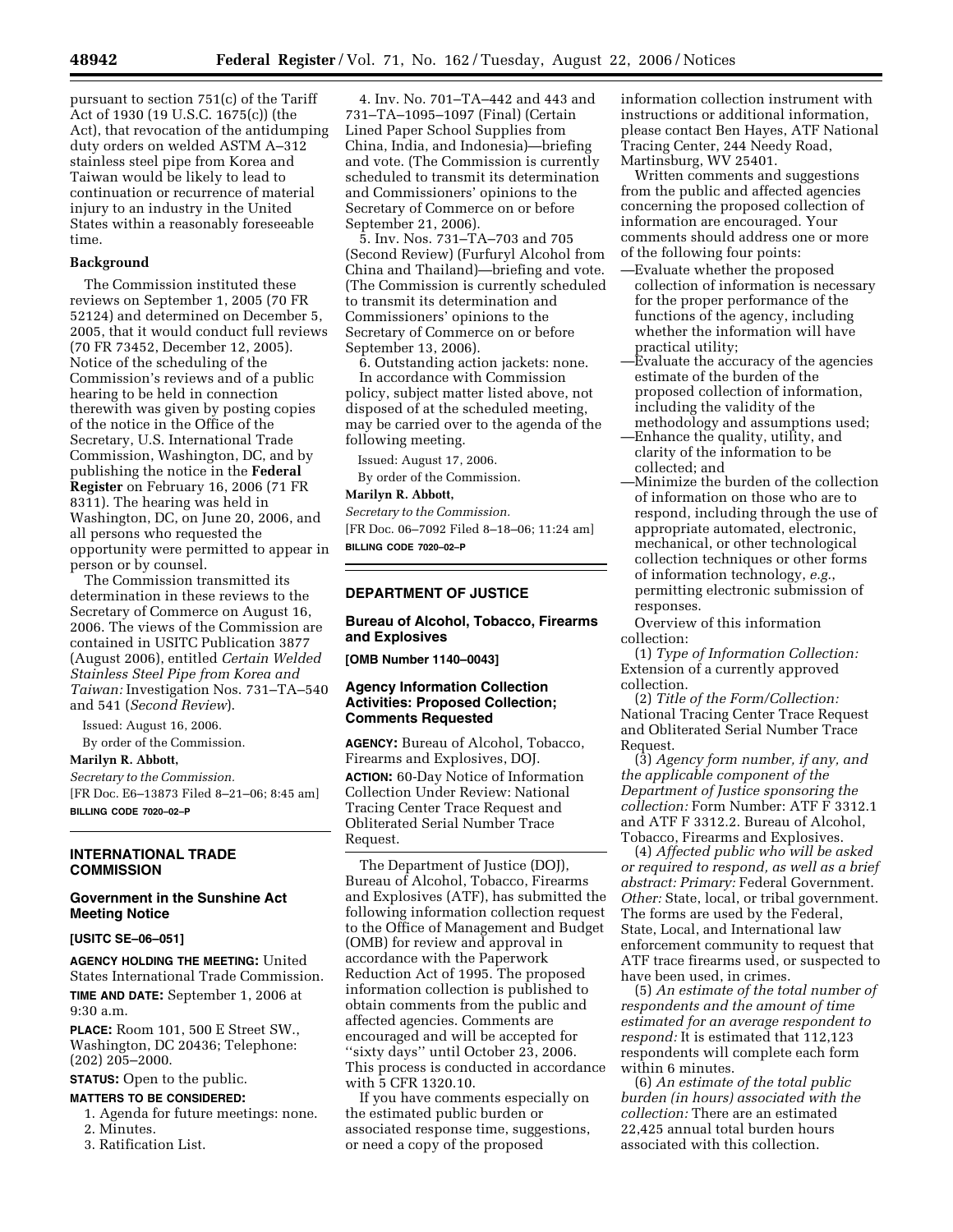pursuant to section 751(c) of the Tariff Act of 1930 (19 U.S.C. 1675(c)) (the Act), that revocation of the antidumping duty orders on welded ASTM A–312 stainless steel pipe from Korea and Taiwan would be likely to lead to continuation or recurrence of material injury to an industry in the United States within a reasonably foreseeable time.

## Background

The Commission instituted these reviews on September 1, 2005 (70 FR 52124) and determined on December 5, 2005, that it would conduct full reviews (70 FR 73452, December 12, 2005). Notice of the scheduling of the Commission's reviews and of a public hearing to be held in connection therewith was given by posting copies of the notice in the Office of the Secretary, U.S. International Trade Commission, Washington, DC, and by publishing the notice in the **Federal Register** on February 16, 2006 (71 FR 8311). The hearing was held in Washington, DC, on June 20, 2006, and all persons who requested the opportunity to appear in person or by counsel.

The Commission transmitted its determination in these reviews to the Secretary of Commerce on August 16, 2006. The views of the Commission are contained in USITC Publication 3877 (August 2006), entitled *Certain Welded Stainless Steel Pipe from Korea and Taiwan:* Investigation Nos. 731–TA–540 and 541 (*Second Review*).

Issued: August 16, 2006.

By order of the Commission.

**Marilyn R. Abbott,**

*Secretary to the Commission.*

[FR Doc. E6–13873 Filed 8–21–06; 8:45 am]

**BILLING CODE 7020–02–P**

## INTERNATIONAL TRADE COMMISSION

### Government in the Sunshine Act Meeting Notice

**[USITC SE–06–051]**

**AGENCY HOLDING THE MEETING:** United States International Trade Commission.

**TIME AND DATE:** September 1, 2006 at 9:30 a.m.

**PLACE:** Room 101, 500 E Street SW., Washington, DC 20436; Telephone: (202) 205–2000.

**STATUS:** Open to the public.

**MATTERS TO BE CONSIDERED:**

1. Agenda for future meetings: none.
2. Minutes.
3. Ratification List.
4. Inv. No. 701–TA–442 and 443 and 731–TA–1095–1097 (Final) (Certain Lined Paper School Supplies from China, India, and Indonesia)—briefing and vote. (The Commission is currently scheduled to transmit its determination and Commissioners' opinions to the Secretary of Commerce on or before September 21, 2006).
5. Inv. Nos. 731–TA–703 and 705 (Second Review) (Furfuryl Alcohol from China and Thailand)—briefing and vote. (The Commission is currently scheduled to transmit its determination and Commissioners' opinions to the Secretary of Commerce on or before September 13, 2006).
6. Outstanding action jackets: none.

In accordance with Commission policy, subject matter listed above, not disposed of at the scheduled meeting, may be carried over to the agenda of the following meeting.

Issued: August 17, 2006.

By order of the Commission.

**Marilyn R. Abbott,**

*Secretary to the Commission.*

[FR Doc. 06–7092 Filed 8–18–06; 11:24 am]

**BILLING CODE 7020–02–P**

## DEPARTMENT OF JUSTICE

### Bureau of Alcohol, Tobacco, Firearms and Explosives

**[OMB Number 1140–0043]**

### Agency Information Collection Activities: Proposed Collection; Comments Requested

**AGENCY:** Bureau of Alcohol, Tobacco, Firearms and Explosives, DOJ.

**ACTION:** 60-Day Notice of Information Collection Under Review: National Tracing Center Trace Request and Obliterated Serial Number Trace Request.

The Department of Justice (DOJ), Bureau of Alcohol, Tobacco, Firearms and Explosives (ATF), has submitted the following information collection request to the Office of Management and Budget (OMB) for review and approval in accordance with the Paperwork Reduction Act of 1995. The proposed information collection is published to obtain comments from the public and affected agencies. Comments are encouraged and will be accepted for ''sixty days'' until October 23, 2006. This process is conducted in accordance with 5 CFR 1320.10.

If you have comments especially on the estimated public burden or associated response time, suggestions, or need a copy of the proposed information collection instrument with instructions or additional information, please contact Ben Hayes, ATF National Tracing Center, 244 Needy Road, Martinsburg, WV 25401.

Written comments and suggestions from the public and affected agencies concerning the proposed collection of information are encouraged. Your comments should address one or more of the following four points:

—Evaluate whether the proposed collection of information is necessary for the proper performance of the functions of the agency, including whether the information will have practical utility;

—Evaluate the accuracy of the agencies estimate of the burden of the proposed collection of information, including the validity of the methodology and assumptions used;

—Enhance the quality, utility, and clarity of the information to be collected; and

—Minimize the burden of the collection of information on those who are to respond, including through the use of appropriate automated, electronic, mechanical, or other technological collection techniques or other forms of information technology, *e.g.*, permitting electronic submission of responses.

Overview of this information collection:

(1) *Type of Information Collection:* Extension of a currently approved collection.

(2) *Title of the Form/Collection:* National Tracing Center Trace Request and Obliterated Serial Number Trace Request.

(3) *Agency form number, if any, and the applicable component of the Department of Justice sponsoring the collection:* Form Number: ATF F 3312.1 and ATF F 3312.2. Bureau of Alcohol, Tobacco, Firearms and Explosives.

(4) *Affected public who will be asked or required to respond, as well as a brief abstract: Primary:* Federal Government. *Other:* State, local, or tribal government. The forms are used by the Federal, State, Local, and International law enforcement community to request that ATF trace firearms used, or suspected to have been used, in crimes.

(5) *An estimate of the total number of respondents and the amount of time estimated for an average respondent to respond:* It is estimated that 112,123 respondents will complete each form within 6 minutes.

(6) *An estimate of the total public burden (in hours) associated with the collection:* There are an estimated 22,425 annual total burden hours associated with this collection.